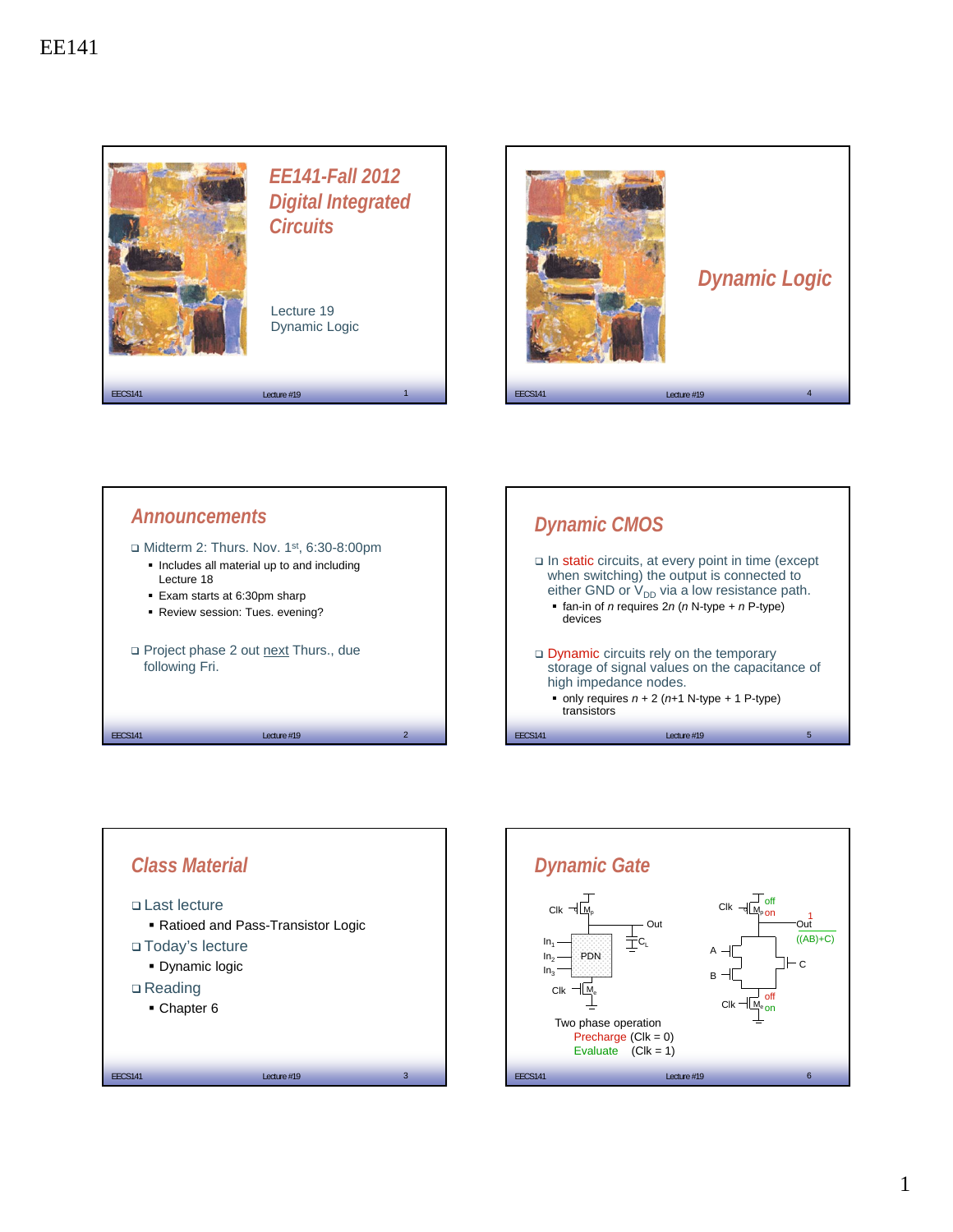# EE141

## EE141-Fall 2012 Digital Integrated Circuits

Lecture 19
Dynamic Logic

## Dynamic Logic

## Announcements

- Midterm 2: Thurs. Nov. 1st, 6:30-8:00pm
  - Includes all material up to and including Lecture 18
  - Exam starts at 6:30pm sharp
  - Review session: Tues. evening?
- Project phase 2 out next Thurs., due following Fri.

## Dynamic CMOS

- In static circuits, at every point in time (except when switching) the output is connected to either GND or $V_{DD}$ via a low resistance path.
  - fan-in of $n$ requires $2n$ ($n$ N-type + $n$ P-type) devices
- Dynamic circuits rely on the temporary storage of signal values on the capacitance of high impedance nodes.
  - only requires $n + 2$ ($n$+1 N-type + 1 P-type) transistors

## Class Material

- Last lecture
  - Ratioed and Pass-Transistor Logic
- Today's lecture
  - Dynamic logic
- Reading
  - Chapter 6

## Dynamic Gate

Clk, $M_p$, Out, $C_L$, $In_1$, $In_2$, $In_3$, PDN, Clk, $M_e$

Clk, $M_p$ off/on, Out 1, ((AB)+C), A, B, C, Clk, $M_e$ off/on

Two phase operation
Precharge (Clk = 0)
Evaluate (Clk = 1)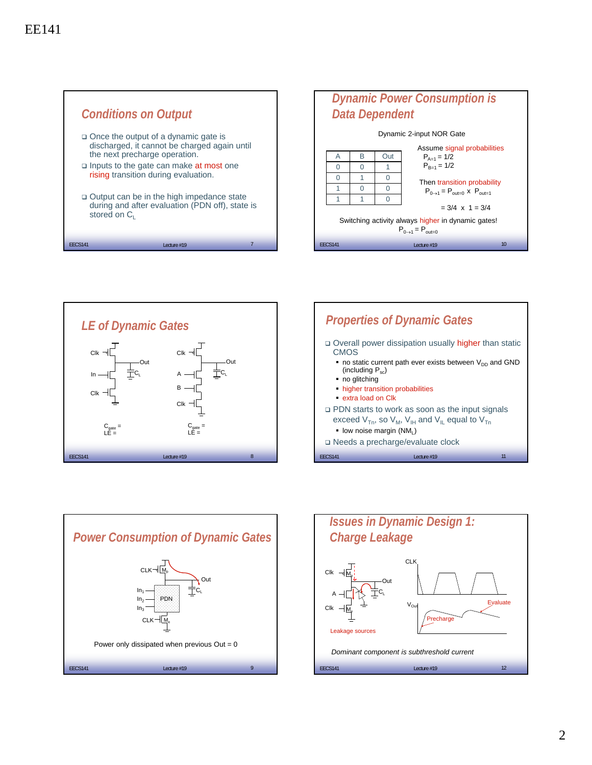EE141

## Conditions on Output

- Once the output of a dynamic gate is discharged, it cannot be charged again until the next precharge operation.
- Inputs to the gate can make at most one rising transition during evaluation.
- Output can be in the high impedance state during and after evaluation (PDN off), state is stored on $C_L$

## Dynamic Power Consumption is Data Dependent

Dynamic 2-input NOR Gate

| A | B | Out |
|---|---|---|
| 0 | 0 | 1 |
| 0 | 1 | 0 |
| 1 | 0 | 0 |
| 1 | 1 | 0 |

Assume signal probabilities
$P_{A=1} = 1/2$
$P_{B=1} = 1/2$

Then transition probability
$P_{0\rightarrow1} = P_{out=0} \times P_{out=1}$

$= 3/4 \times 1 = 3/4$

Switching activity always higher in dynamic gates!
$P_{0\rightarrow1} = P_{out=0}$

## LE of Dynamic Gates

Clk, Out, In, $C_L$, Clk

$C_{gate}$ =
LE =

Clk, Out, A, $C_L$, B, Clk

$C_{gate}$ =
LE =

## Properties of Dynamic Gates

- Overall power dissipation usually higher than static CMOS
  - no static current path ever exists between $V_{DD}$ and GND (including $P_{sc}$)
  - no glitching
  - higher transition probabilities
  - extra load on Clk
- PDN starts to work as soon as the input signals exceed $V_{Tn}$, so $V_M$, $V_{IH}$ and $V_{IL}$ equal to $V_{Tn}$
  - low noise margin ($NM_L$)
- Needs a precharge/evaluate clock

## Power Consumption of Dynamic Gates

CLK, $M_p$, Out, $C_L$, $In_1$, $In_2$, $In_3$, PDN, CLK, $M_e$

Power only dissipated when previous Out = 0

## Issues in Dynamic Design 1: Charge Leakage

Clk, $M_p$, Out, A, $C_L$, Clk, $M_e$, CLK, $V_{Out}$, Evaluate, Precharge

Leakage sources

*Dominant component is subthreshold current*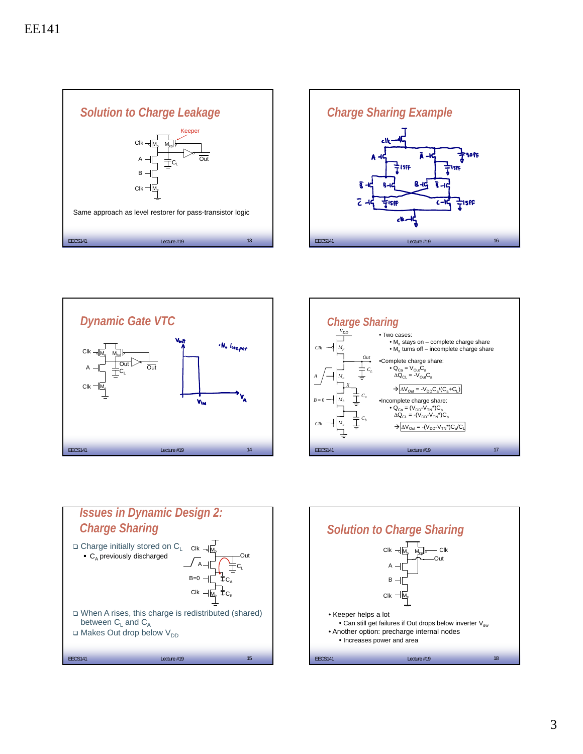## Solution to Charge Leakage

Same approach as level restorer for pass-transistor logic

## Charge Sharing Example

## Dynamic Gate VTC

• No keeper

## Charge Sharing

- Two cases:
  - $M_a$ stays on – complete charge share
  - $M_a$ turns off – incomplete charge share
- Complete charge share:
  - $Q_{Ca} = V_{Out}C_a$
    $\Delta Q_{CL} = -V_{Out}C_a$

  → $\Delta V_{Out} = -V_{DD}C_a/(C_a+C_L)$
- Incomplete charge share:
  - $Q_{Ca} = (V_{DD}-V_{TN}^*)C_a$
    $\Delta Q_{CL} = -(V_{DD}-V_{TN}^*)C_a$

  → $\Delta V_{Out} = -(V_{DD}-V_{TN}^*)C_a/C_L$

## Issues in Dynamic Design 2: Charge Sharing

- Charge initially stored on $C_L$
  - $C_A$ previously discharged
- When A rises, this charge is redistributed (shared) between $C_L$ and $C_A$
- Makes Out drop below $V_{DD}$

## Solution to Charge Sharing

- Keeper helps a lot
  - Can still get failures if Out drops below inverter $V_{sw}$
- Another option: precharge internal nodes
  - Increases power and area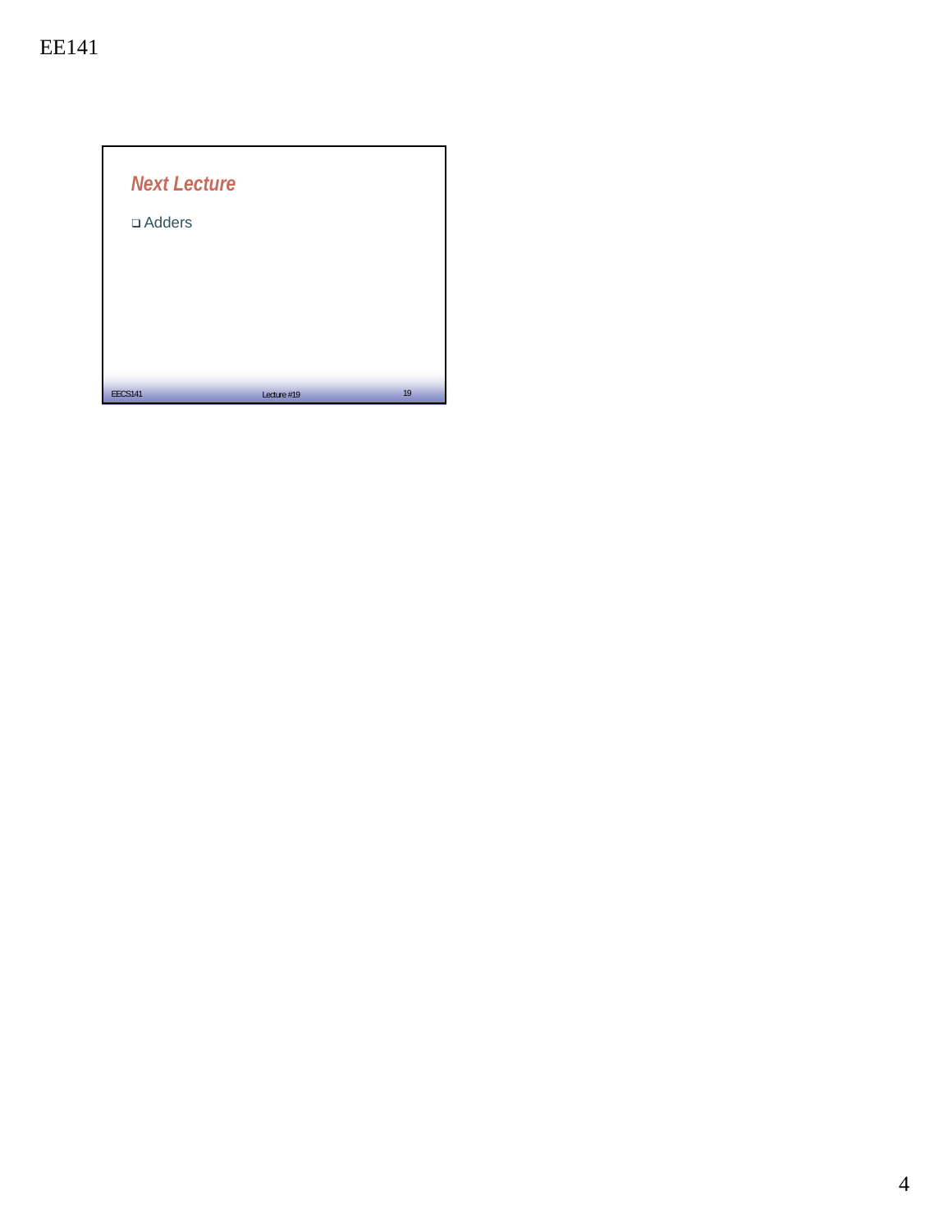## *Next Lecture*

- Adders